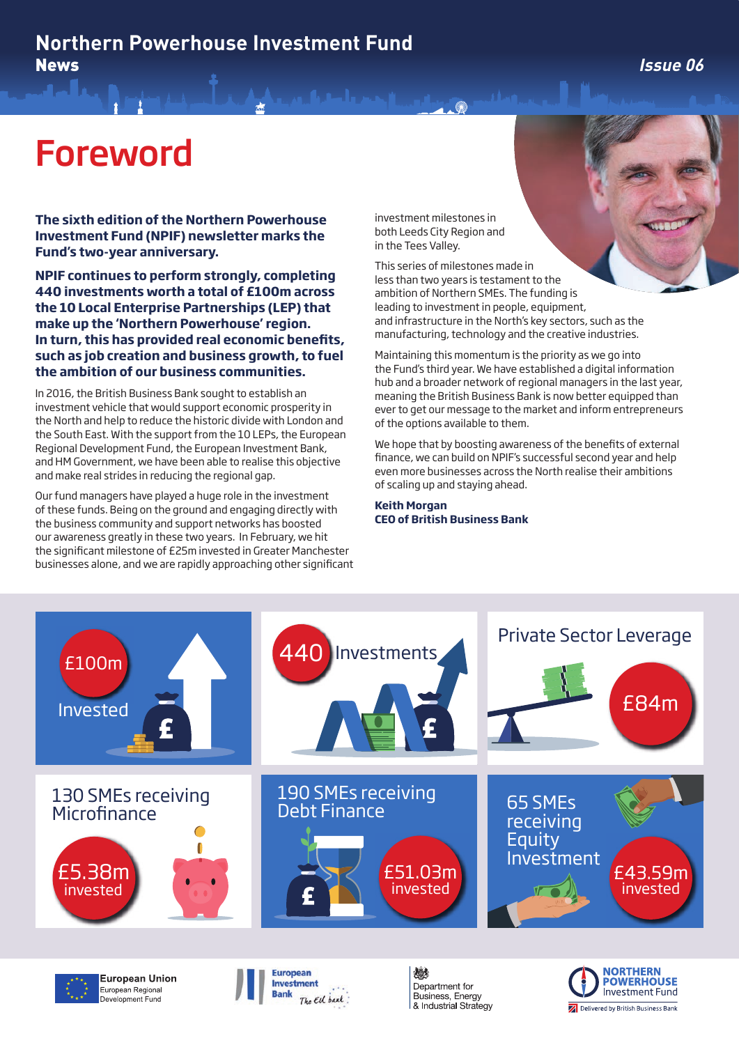# Northern Powerhouse Investment Fund News

Issue 06

# Foreword

**The sixth edition of the Northern Powerhouse Investment Fund (NPIF) newsletter marks the Fund's two-year anniversary.**

**NPIF continues to perform strongly, completing 440 investments worth a total of £100m across the 10 Local Enterprise Partnerships (LEP) that make up the 'Northern Powerhouse' region. In turn, this has provided real economic benefits, such as job creation and business growth, to fuel the ambition of our business communities.**

In 2016, the British Business Bank sought to establish an investment vehicle that would support economic prosperity in the North and help to reduce the historic divide with London and the South East. With the support from the 10 LEPs, the European Regional Development Fund, the European Investment Bank, and HM Government, we have been able to realise this objective and make real strides in reducing the regional gap.

Our fund managers have played a huge role in the investment of these funds. Being on the ground and engaging directly with the business community and support networks has boosted our awareness greatly in these two years. In February, we hit the significant milestone of £25m invested in Greater Manchester businesses alone, and we are rapidly approaching other significant investment milestones in both Leeds City Region and in the Tees Valley.

This series of milestones made in less than two years is testament to the ambition of Northern SMEs. The funding is leading to investment in people, equipment, and infrastructure in the North's key sectors, such as the manufacturing, technology and the creative industries.

Maintaining this momentum is the priority as we go into the Fund's third year. We have established a digital information hub and a broader network of regional managers in the last year, meaning the British Business Bank is now better equipped than ever to get our message to the market and inform entrepreneurs of the options available to them.

We hope that by boosting awareness of the benefits of external finance, we can build on NPIF's successful second year and help even more businesses across the North realise their ambitions of scaling up and staying ahead.

**Keith Morgan**
**CEO of British Business Bank**

- £100m Invested
- 440 Investments
- Private Sector Leverage £84m
- 130 SMEs receiving Microfinance — £5.38m invested
- 190 SMEs receiving Debt Finance — £51.03m invested
- 65 SMEs receiving Equity Investment — £43.59m invested

European Union European Regional Development Fund | European Investment Bank The EU bank | Department for Business, Energy & Industrial Strategy | Northern Powerhouse Investment Fund — Delivered by British Business Bank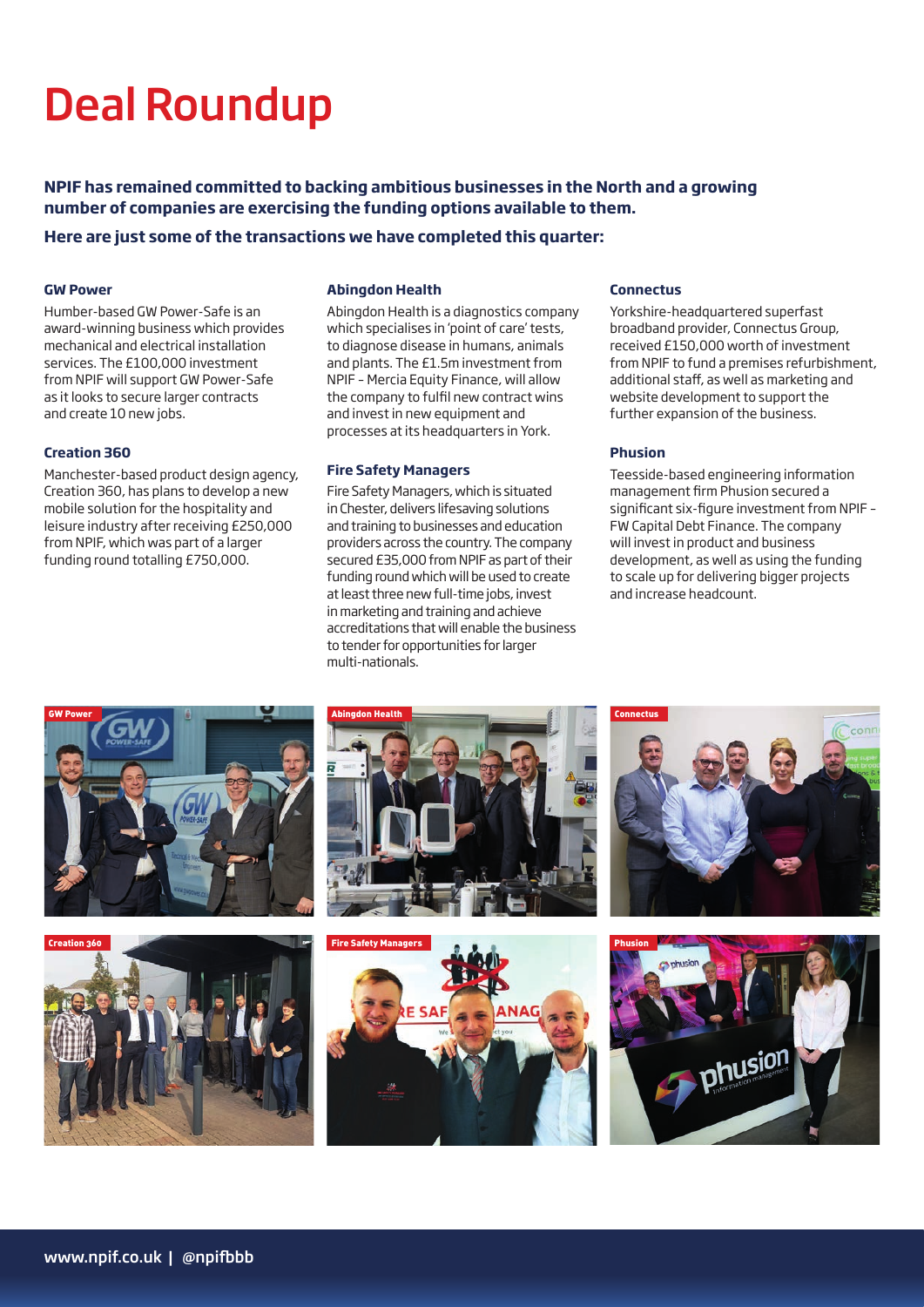# Deal Roundup

**NPIF has remained committed to backing ambitious businesses in the North and a growing number of companies are exercising the funding options available to them.**

**Here are just some of the transactions we have completed this quarter:**

### GW Power

Humber-based GW Power-Safe is an award-winning business which provides mechanical and electrical installation services. The £100,000 investment from NPIF will support GW Power-Safe as it looks to secure larger contracts and create 10 new jobs.

### Creation 360

Manchester-based product design agency, Creation 360, has plans to develop a new mobile solution for the hospitality and leisure industry after receiving £250,000 from NPIF, which was part of a larger funding round totalling £750,000.

### Abingdon Health

Abingdon Health is a diagnostics company which specialises in 'point of care' tests, to diagnose disease in humans, animals and plants. The £1.5m investment from NPIF - Mercia Equity Finance, will allow the company to fulfil new contract wins and invest in new equipment and processes at its headquarters in York.

### Fire Safety Managers

Fire Safety Managers, which is situated in Chester, delivers lifesaving solutions and training to businesses and education providers across the country. The company secured £35,000 from NPIF as part of their funding round which will be used to create at least three new full-time jobs, invest in marketing and training and achieve accreditations that will enable the business to tender for opportunities for larger multi-nationals.

### Connectus

Yorkshire-headquartered superfast broadband provider, Connectus Group, received £150,000 worth of investment from NPIF to fund a premises refurbishment, additional staff, as well as marketing and website development to support the further expansion of the business.

### Phusion

Teesside-based engineering information management firm Phusion secured a significant six-figure investment from NPIF - FW Capital Debt Finance. The company will invest in product and business development, as well as using the funding to scale up for delivering bigger projects and increase headcount.

GW Power

Abingdon Health

Connectus

Creation 360

Fire Safety Managers

Phusion

www.npif.co.uk | @npifbbb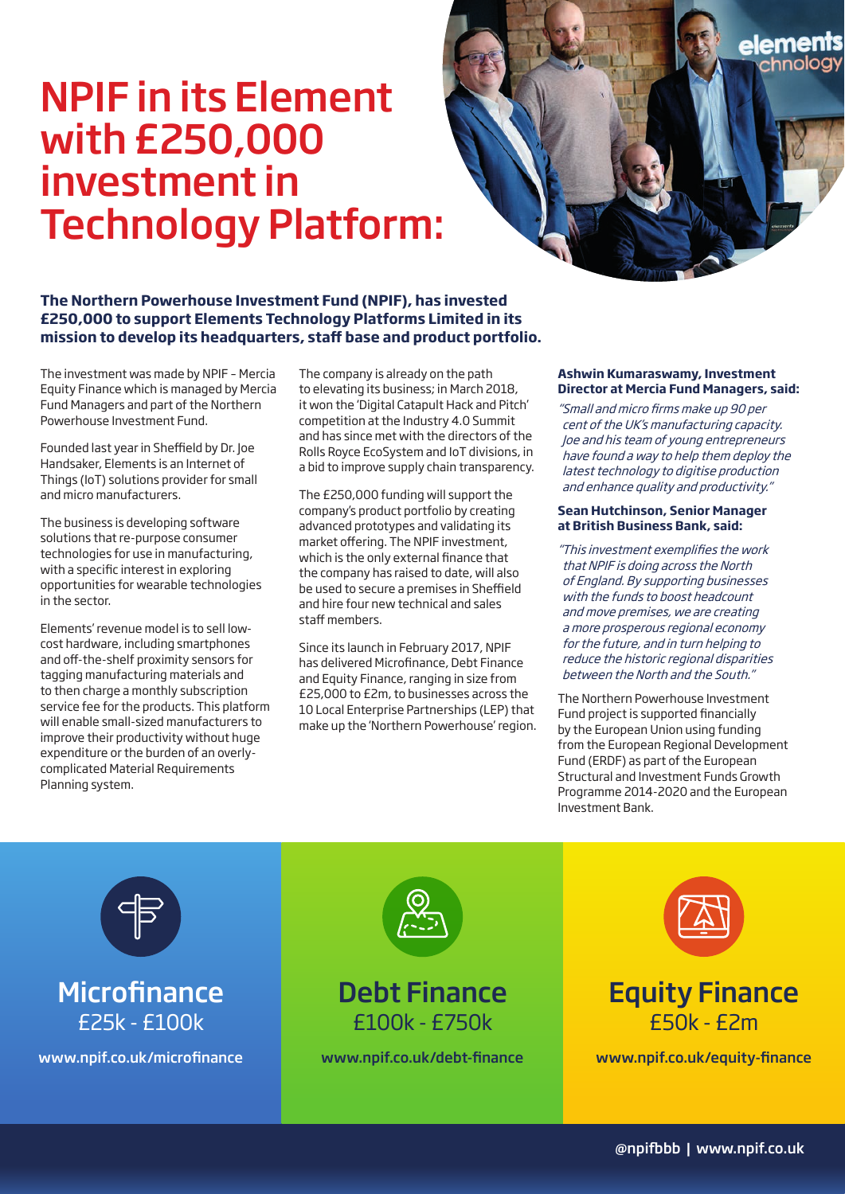# NPIF in its Element with £250,000 investment in Technology Platform:

**The Northern Powerhouse Investment Fund (NPIF), has invested £250,000 to support Elements Technology Platforms Limited in its mission to develop its headquarters, staff base and product portfolio.**

The investment was made by NPIF – Mercia Equity Finance which is managed by Mercia Fund Managers and part of the Northern Powerhouse Investment Fund.

Founded last year in Sheffield by Dr. Joe Handsaker, Elements is an Internet of Things (IoT) solutions provider for small and micro manufacturers.

The business is developing software solutions that re-purpose consumer technologies for use in manufacturing, with a specific interest in exploring opportunities for wearable technologies in the sector.

Elements' revenue model is to sell low-cost hardware, including smartphones and off-the-shelf proximity sensors for tagging manufacturing materials and to then charge a monthly subscription service fee for the products. This platform will enable small-sized manufacturers to improve their productivity without huge expenditure or the burden of an overly-complicated Material Requirements Planning system.

The company is already on the path to elevating its business; in March 2018, it won the 'Digital Catapult Hack and Pitch' competition at the Industry 4.0 Summit and has since met with the directors of the Rolls Royce EcoSystem and IoT divisions, in a bid to improve supply chain transparency.

The £250,000 funding will support the company's product portfolio by creating advanced prototypes and validating its market offering. The NPIF investment, which is the only external finance that the company has raised to date, will also be used to secure a premises in Sheffield and hire four new technical and sales staff members.

Since its launch in February 2017, NPIF has delivered Microfinance, Debt Finance and Equity Finance, ranging in size from £25,000 to £2m, to businesses across the 10 Local Enterprise Partnerships (LEP) that make up the 'Northern Powerhouse' region.

**Ashwin Kumaraswamy, Investment Director at Mercia Fund Managers, said:**

*"Small and micro firms make up 90 per cent of the UK's manufacturing capacity. Joe and his team of young entrepreneurs have found a way to help them deploy the latest technology to digitise production and enhance quality and productivity."*

**Sean Hutchinson, Senior Manager at British Business Bank, said:**

*"This investment exemplifies the work that NPIF is doing across the North of England. By supporting businesses with the funds to boost headcount and move premises, we are creating a more prosperous regional economy for the future, and in turn helping to reduce the historic regional disparities between the North and the South."*

The Northern Powerhouse Investment Fund project is supported financially by the European Union using funding from the European Regional Development Fund (ERDF) as part of the European Structural and Investment Funds Growth Programme 2014-2020 and the European Investment Bank.

## Microfinance
£25k - £100k

www.npif.co.uk/microfinance

## Debt Finance
£100k - £750k

www.npif.co.uk/debt-finance

## Equity Finance
£50k - £2m

www.npif.co.uk/equity-finance

@npifbbb | www.npif.co.uk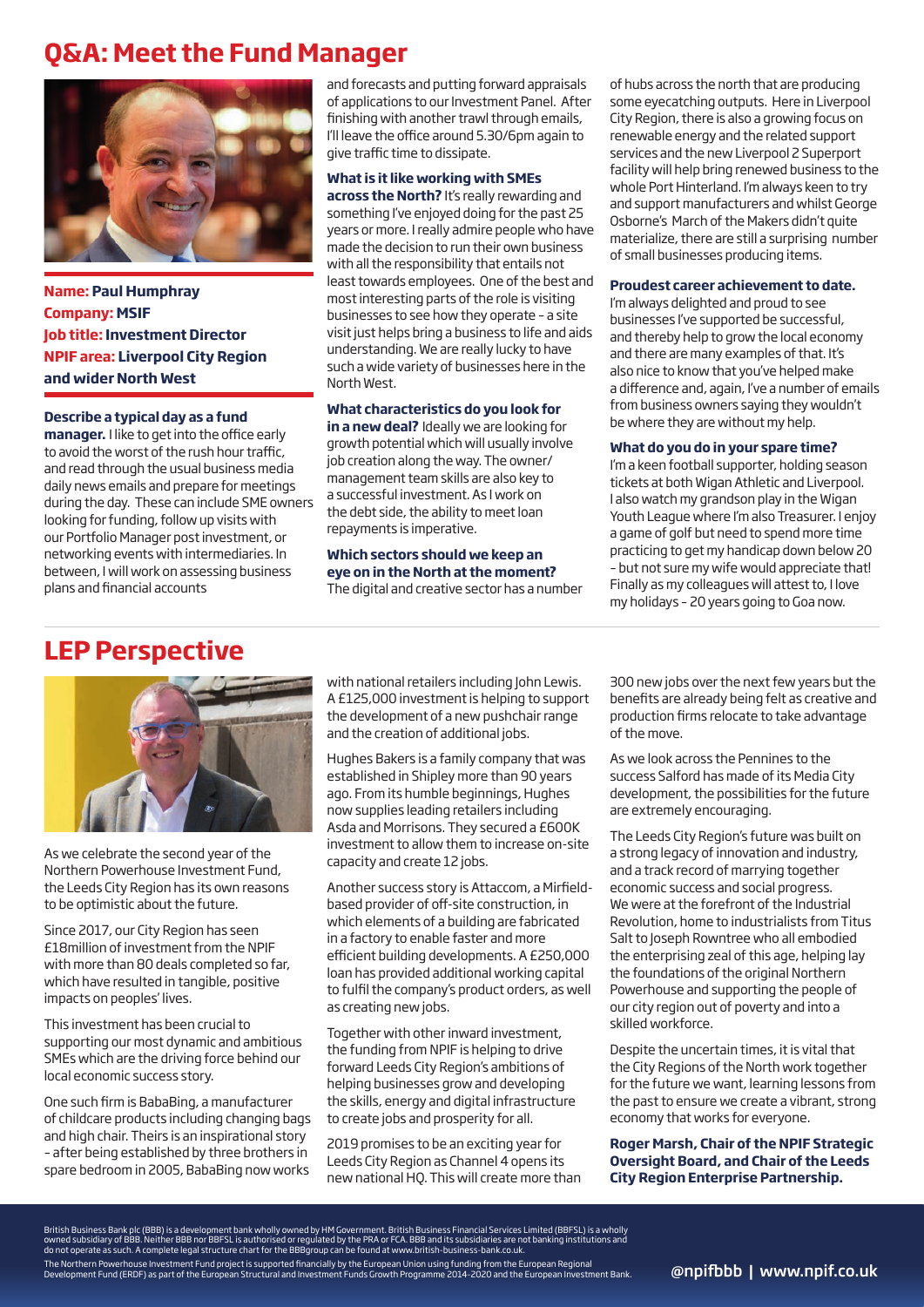## Q&A: Meet the Fund Manager

**Name:** **Paul Humphray**
**Company:** **MSIF**
**Job title:** **Investment Director**
**NPIF area:** **Liverpool City Region and wider North West**

**Describe a typical day as a fund manager.** I like to get into the office early to avoid the worst of the rush hour traffic, and read through the usual business media daily news emails and prepare for meetings during the day. These can include SME owners looking for funding, follow up visits with our Portfolio Manager post investment, or networking events with intermediaries. In between, I will work on assessing business plans and financial accounts and forecasts and putting forward appraisals of applications to our Investment Panel. After finishing with another trawl through emails, I'll leave the office around 5.30/6pm again to give traffic time to dissipate.

**What is it like working with SMEs across the North?** It's really rewarding and something I've enjoyed doing for the past 25 years or more. I really admire people who have made the decision to run their own business with all the responsibility that entails not least towards employees. One of the best and most interesting parts of the role is visiting businesses to see how they operate – a site visit just helps bring a business to life and aids understanding. We are really lucky to have such a wide variety of businesses here in the North West.

**What characteristics do you look for in a new deal?** Ideally we are looking for growth potential which will usually involve job creation along the way. The owner/management team skills are also key to a successful investment. As I work on the debt side, the ability to meet loan repayments is imperative.

**Which sectors should we keep an eye on in the North at the moment?** The digital and creative sector has a number of hubs across the north that are producing some eyecatching outputs. Here in Liverpool City Region, there is also a growing focus on renewable energy and the related support services and the new Liverpool 2 Superport facility will help bring renewed business to the whole Port Hinterland. I'm always keen to try and support manufacturers and whilst George Osborne's March of the Makers didn't quite materialize, there are still a surprising number of small businesses producing items.

**Proudest career achievement to date.** I'm always delighted and proud to see businesses I've supported be successful, and thereby help to grow the local economy and there are many examples of that. It's also nice to know that you've helped make a difference and, again, I've a number of emails from business owners saying they wouldn't be where they are without my help.

**What do you do in your spare time?** I'm a keen football supporter, holding season tickets at both Wigan Athletic and Liverpool. I also watch my grandson play in the Wigan Youth League where I'm also Treasurer. I enjoy a game of golf but need to spend more time practicing to get my handicap down below 20 – but not sure my wife would appreciate that! Finally as my colleagues will attest to, I love my holidays – 20 years going to Goa now.

## LEP Perspective

As we celebrate the second year of the Northern Powerhouse Investment Fund, the Leeds City Region has its own reasons to be optimistic about the future.

Since 2017, our City Region has seen £18million of investment from the NPIF with more than 80 deals completed so far, which have resulted in tangible, positive impacts on peoples' lives.

This investment has been crucial to supporting our most dynamic and ambitious SMEs which are the driving force behind our local economic success story.

One such firm is BabaBing, a manufacturer of childcare products including changing bags and high chair. Theirs is an inspirational story – after being established by three brothers in spare bedroom in 2005, BabaBing now works with national retailers including John Lewis. A £125,000 investment is helping to support the development of a new pushchair range and the creation of additional jobs.

Hughes Bakers is a family company that was established in Shipley more than 90 years ago. From its humble beginnings, Hughes now supplies leading retailers including Asda and Morrisons. They secured a £600K investment to allow them to increase on-site capacity and create 12 jobs.

Another success story is Attaccom, a Mirfield-based provider of off-site construction, in which elements of a building are fabricated in a factory to enable faster and more efficient building developments. A £250,000 loan has provided additional working capital to fulfil the company's product orders, as well as creating new jobs.

Together with other inward investment, the funding from NPIF is helping to drive forward Leeds City Region's ambitions of helping businesses grow and developing the skills, energy and digital infrastructure to create jobs and prosperity for all.

2019 promises to be an exciting year for Leeds City Region as Channel 4 opens its new national HQ. This will create more than 300 new jobs over the next few years but the benefits are already being felt as creative and production firms relocate to take advantage of the move.

As we look across the Pennines to the success Salford has made of its Media City development, the possibilities for the future are extremely encouraging.

The Leeds City Region's future was built on a strong legacy of innovation and industry, and a track record of marrying together economic success and social progress. We were at the forefront of the Industrial Revolution, home to industrialists from Titus Salt to Joseph Rowntree who all embodied the enterprising zeal of this age, helping lay the foundations of the original Northern Powerhouse and supporting the people of our city region out of poverty and into a skilled workforce.

Despite the uncertain times, it is vital that the City Regions of the North work together for the future we want, learning lessons from the past to ensure we create a vibrant, strong economy that works for everyone.

**Roger Marsh, Chair of the NPIF Strategic Oversight Board, and Chair of the Leeds City Region Enterprise Partnership.**

British Business Bank plc (BBB) is a development bank wholly owned by HM Government. British Business Financial Services Limited (BBFSL) is a wholly owned subsidiary of BBB. Neither BBB nor BBFSL is authorised or regulated by the PRA or FCA. BBB and its subsidiaries are not banking institutions and do not operate as such. A complete legal structure chart for the BBBgroup can be found at www.british-business-bank.co.uk.

The Northern Powerhouse Investment Fund project is supported financially by the European Union using funding from the European Regional Development Fund (ERDF) as part of the European Structural and Investment Funds Growth Programme 2014-2020 and the European Investment Bank.

@npifbbb | www.npif.co.uk